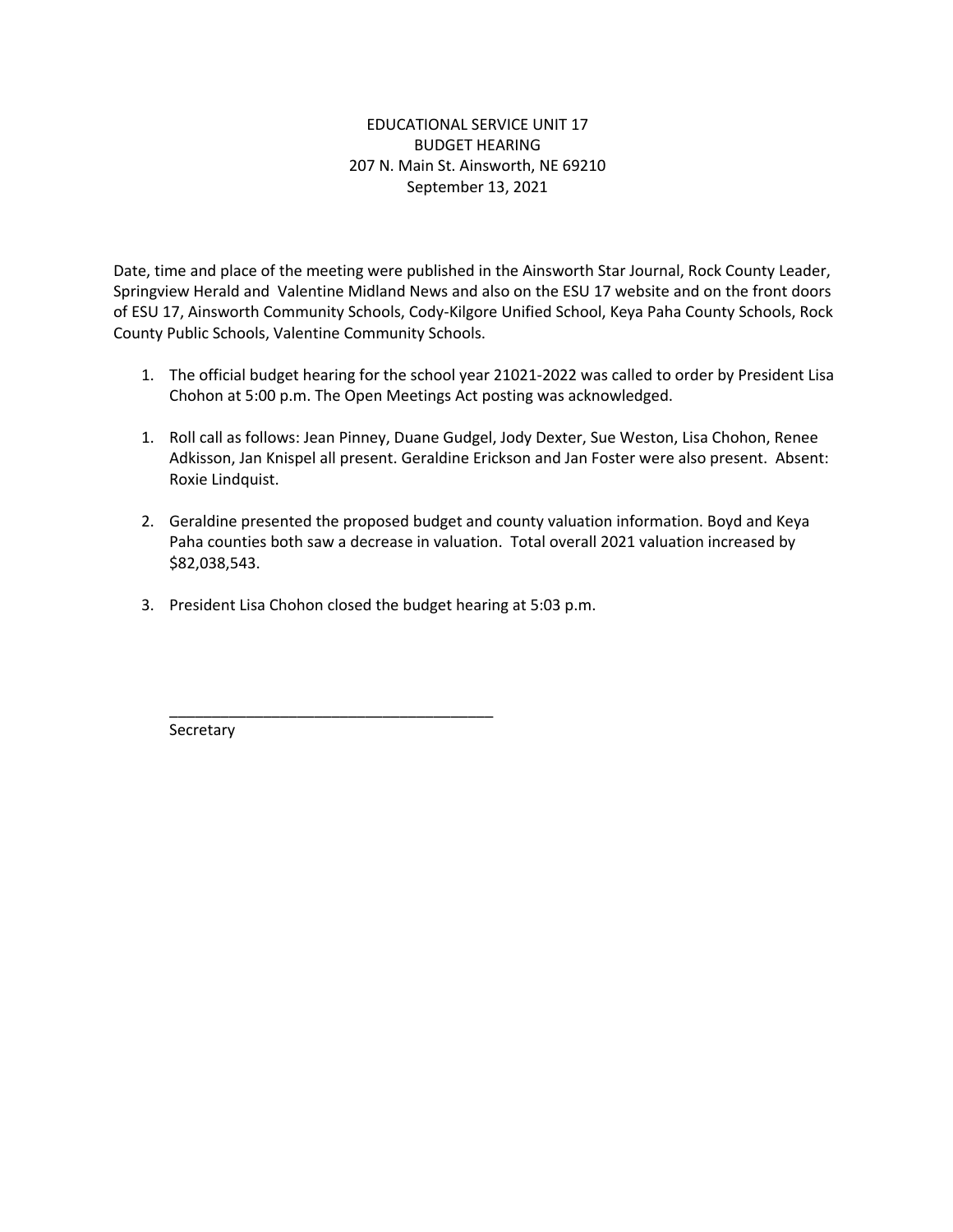EDUCATIONAL SERVICE UNIT 17
BUDGET HEARING
207 N. Main St. Ainsworth, NE 69210
September 13, 2021

Date, time and place of the meeting were published in the Ainsworth Star Journal, Rock County Leader, Springview Herald and Valentine Midland News and also on the ESU 17 website and on the front doors of ESU 17, Ainsworth Community Schools, Cody-Kilgore Unified School, Keya Paha County Schools, Rock County Public Schools, Valentine Community Schools.

1. The official budget hearing for the school year 21021-2022 was called to order by President Lisa Chohon at 5:00 p.m. The Open Meetings Act posting was acknowledged.

1. Roll call as follows: Jean Pinney, Duane Gudgel, Jody Dexter, Sue Weston, Lisa Chohon, Renee Adkisson, Jan Knispel all present. Geraldine Erickson and Jan Foster were also present. Absent: Roxie Lindquist.

2. Geraldine presented the proposed budget and county valuation information. Boyd and Keya Paha counties both saw a decrease in valuation. Total overall 2021 valuation increased by $82,038,543.

3. President Lisa Chohon closed the budget hearing at 5:03 p.m.

_______________________________________
Secretary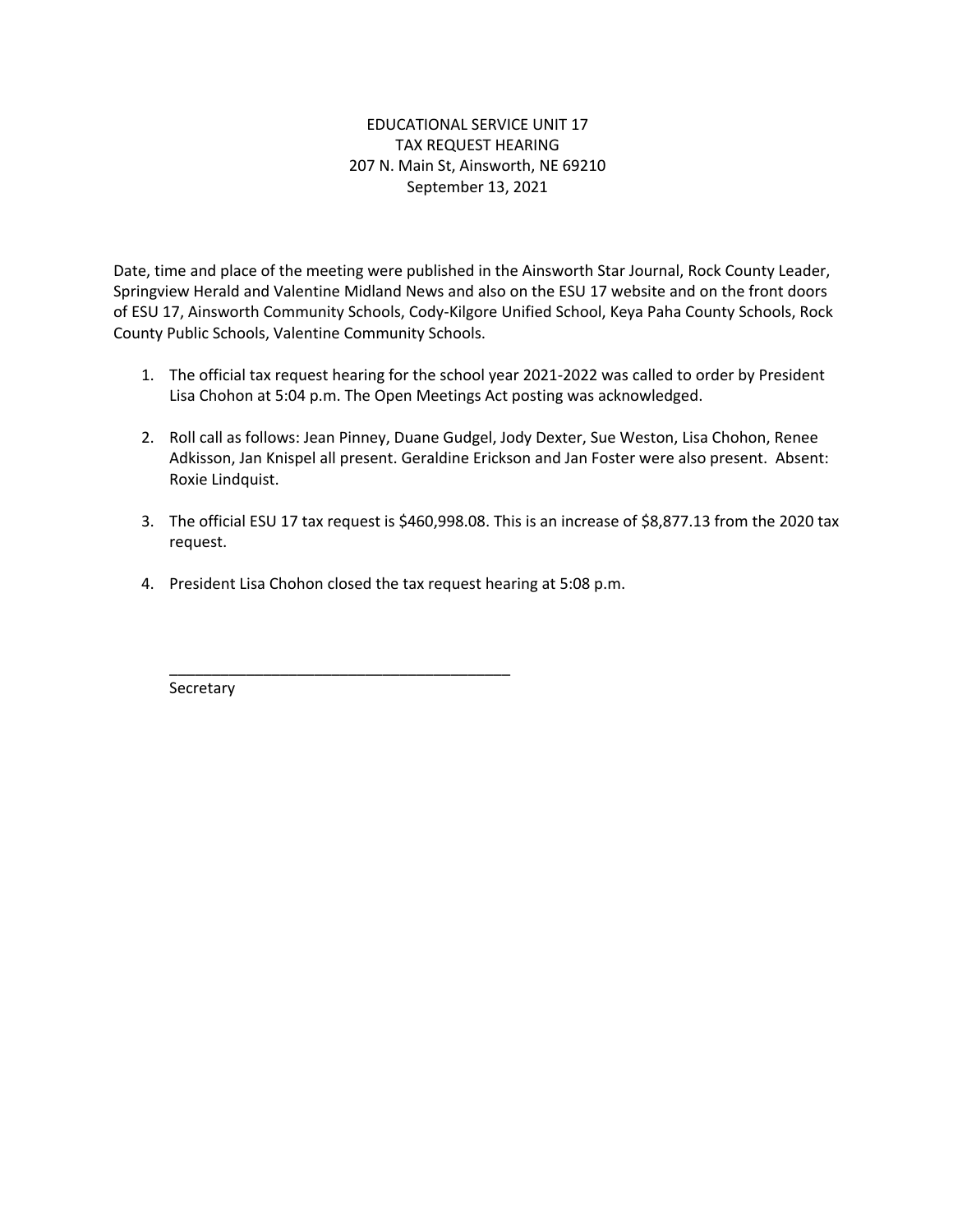EDUCATIONAL SERVICE UNIT 17
TAX REQUEST HEARING
207 N. Main St, Ainsworth, NE 69210
September 13, 2021

Date, time and place of the meeting were published in the Ainsworth Star Journal, Rock County Leader, Springview Herald and Valentine Midland News and also on the ESU 17 website and on the front doors of ESU 17, Ainsworth Community Schools, Cody-Kilgore Unified School, Keya Paha County Schools, Rock County Public Schools, Valentine Community Schools.

1. The official tax request hearing for the school year 2021-2022 was called to order by President Lisa Chohon at 5:04 p.m. The Open Meetings Act posting was acknowledged.

2. Roll call as follows: Jean Pinney, Duane Gudgel, Jody Dexter, Sue Weston, Lisa Chohon, Renee Adkisson, Jan Knispel all present. Geraldine Erickson and Jan Foster were also present. Absent: Roxie Lindquist.

3. The official ESU 17 tax request is $460,998.08. This is an increase of $8,877.13 from the 2020 tax request.

4. President Lisa Chohon closed the tax request hearing at 5:08 p.m.

_________________________________________

Secretary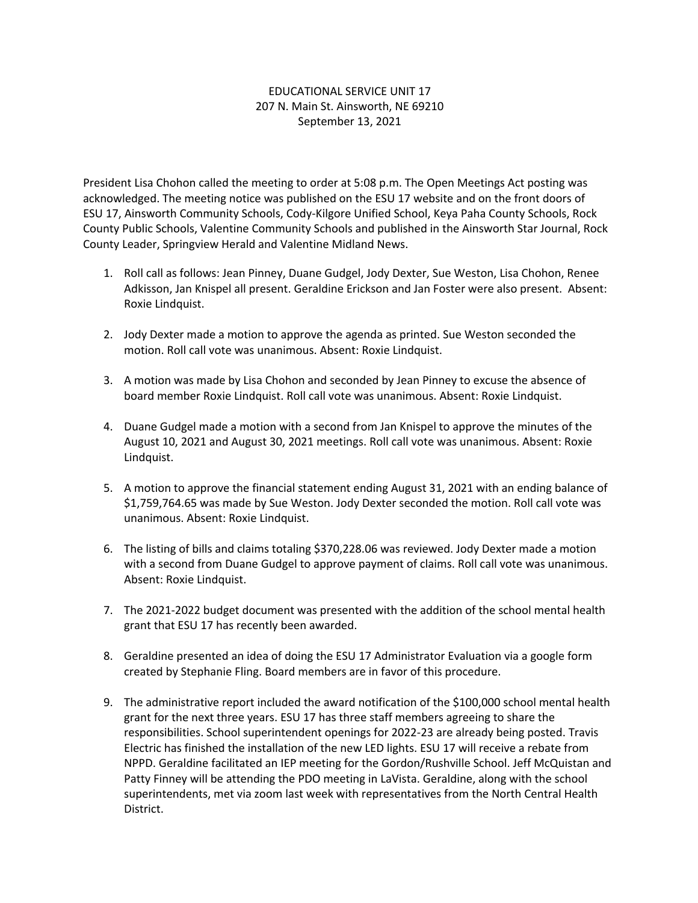EDUCATIONAL SERVICE UNIT 17
207 N. Main St. Ainsworth, NE 69210
September 13, 2021

President Lisa Chohon called the meeting to order at 5:08 p.m. The Open Meetings Act posting was acknowledged. The meeting notice was published on the ESU 17 website and on the front doors of ESU 17, Ainsworth Community Schools, Cody-Kilgore Unified School, Keya Paha County Schools, Rock County Public Schools, Valentine Community Schools and published in the Ainsworth Star Journal, Rock County Leader, Springview Herald and Valentine Midland News.

1. Roll call as follows: Jean Pinney, Duane Gudgel, Jody Dexter, Sue Weston, Lisa Chohon, Renee Adkisson, Jan Knispel all present. Geraldine Erickson and Jan Foster were also present. Absent: Roxie Lindquist.

2. Jody Dexter made a motion to approve the agenda as printed. Sue Weston seconded the motion. Roll call vote was unanimous. Absent: Roxie Lindquist.

3. A motion was made by Lisa Chohon and seconded by Jean Pinney to excuse the absence of board member Roxie Lindquist. Roll call vote was unanimous. Absent: Roxie Lindquist.

4. Duane Gudgel made a motion with a second from Jan Knispel to approve the minutes of the August 10, 2021 and August 30, 2021 meetings. Roll call vote was unanimous. Absent: Roxie Lindquist.

5. A motion to approve the financial statement ending August 31, 2021 with an ending balance of $1,759,764.65 was made by Sue Weston. Jody Dexter seconded the motion. Roll call vote was unanimous. Absent: Roxie Lindquist.

6. The listing of bills and claims totaling $370,228.06 was reviewed. Jody Dexter made a motion with a second from Duane Gudgel to approve payment of claims. Roll call vote was unanimous. Absent: Roxie Lindquist.

7. The 2021-2022 budget document was presented with the addition of the school mental health grant that ESU 17 has recently been awarded.

8. Geraldine presented an idea of doing the ESU 17 Administrator Evaluation via a google form created by Stephanie Fling. Board members are in favor of this procedure.

9. The administrative report included the award notification of the $100,000 school mental health grant for the next three years. ESU 17 has three staff members agreeing to share the responsibilities. School superintendent openings for 2022-23 are already being posted. Travis Electric has finished the installation of the new LED lights. ESU 17 will receive a rebate from NPPD. Geraldine facilitated an IEP meeting for the Gordon/Rushville School. Jeff McQuistan and Patty Finney will be attending the PDO meeting in LaVista. Geraldine, along with the school superintendents, met via zoom last week with representatives from the North Central Health District.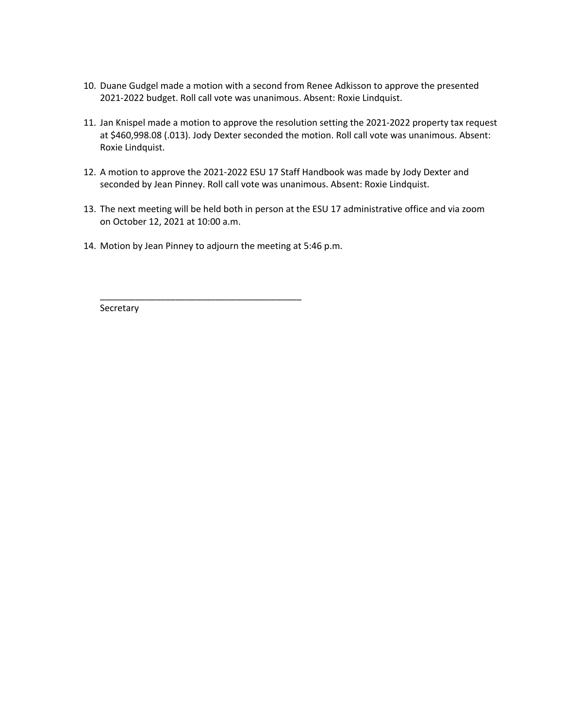10. Duane Gudgel made a motion with a second from Renee Adkisson to approve the presented 2021-2022 budget. Roll call vote was unanimous. Absent: Roxie Lindquist.

11. Jan Knispel made a motion to approve the resolution setting the 2021-2022 property tax request at $460,998.08 (.013). Jody Dexter seconded the motion. Roll call vote was unanimous. Absent: Roxie Lindquist.

12. A motion to approve the 2021-2022 ESU 17 Staff Handbook was made by Jody Dexter and seconded by Jean Pinney. Roll call vote was unanimous. Absent: Roxie Lindquist.

13. The next meeting will be held both in person at the ESU 17 administrative office and via zoom on October 12, 2021 at 10:00 a.m.

14. Motion by Jean Pinney to adjourn the meeting at 5:46 p.m.

_________________________________________
Secretary